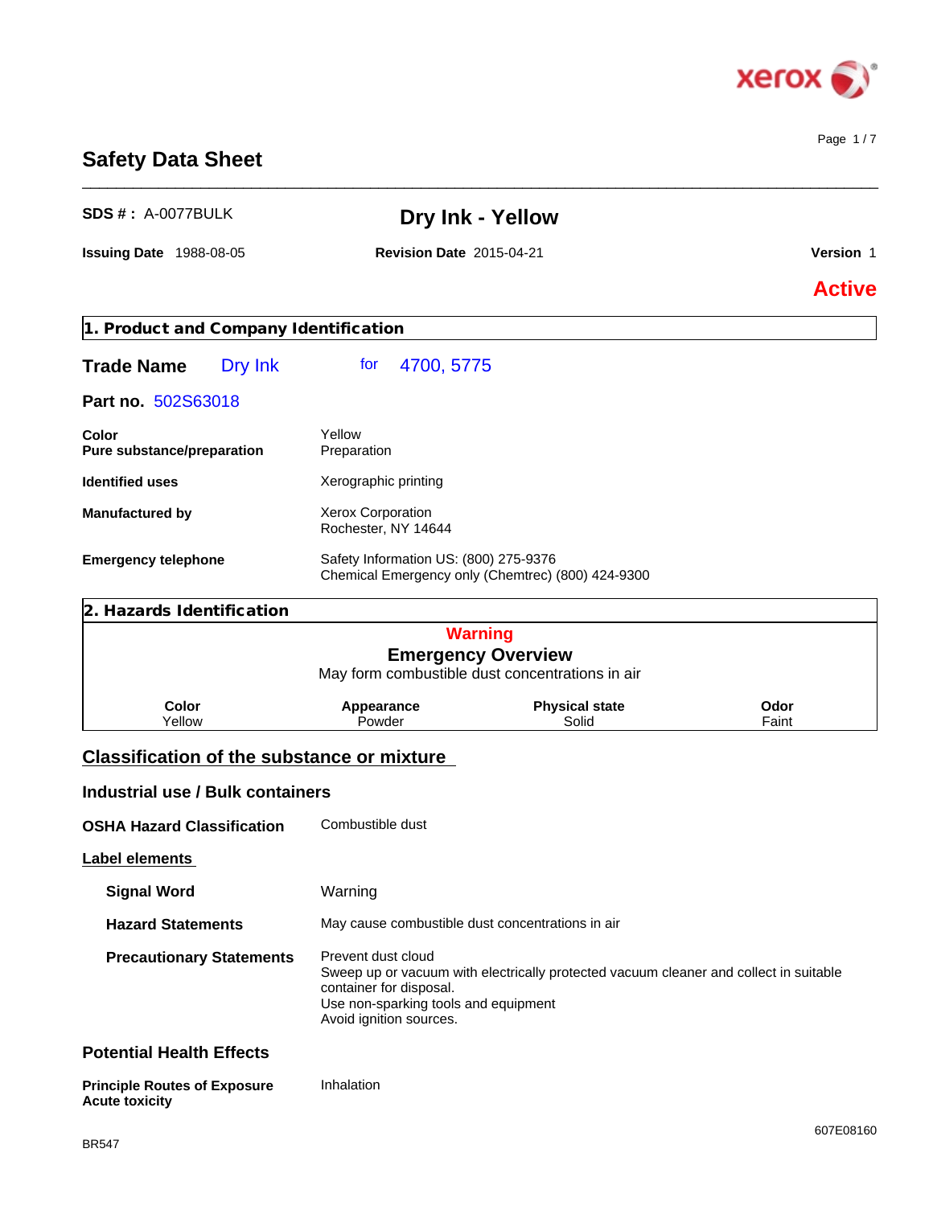# Safety Data Sheet

**SDS # :** A-0077BULK

## Dry Ink - Yellow

**Issuing Date** 1988-08-05 **Revision Date** 2015-04-21 **Version** 1

**Active**

## 1. Product and Company Identification

**Trade Name** Dry Ink for 4700, 5775

**Part no.** 502S63018

| | |
|---|---|
| **Color** | Yellow |
| **Pure substance/preparation** | Preparation |
| **Identified uses** | Xerographic printing |
| **Manufactured by** | Xerox Corporation<br>Rochester, NY 14644 |
| **Emergency telephone** | Safety Information US: (800) 275-9376<br>Chemical Emergency only (Chemtrec) (800) 424-9300 |

## 2. Hazards Identification

**Warning**

**Emergency Overview**

May form combustible dust concentrations in air

| Color | Appearance | Physical state | Odor |
|---|---|---|---|
| Yellow | Powder | Solid | Faint |

### Classification of the substance or mixture

### Industrial use / Bulk containers

**OSHA Hazard Classification** Combustible dust

**Label elements**

| | |
|---|---|
| **Signal Word** | Warning |
| **Hazard Statements** | May cause combustible dust concentrations in air |
| **Precautionary Statements** | Prevent dust cloud<br>Sweep up or vacuum with electrically protected vacuum cleaner and collect in suitable container for disposal.<br>Use non-sparking tools and equipment<br>Avoid ignition sources. |

### Potential Health Effects

**Principle Routes of Exposure** Inhalation

**Acute toxicity**

BR547

607E08160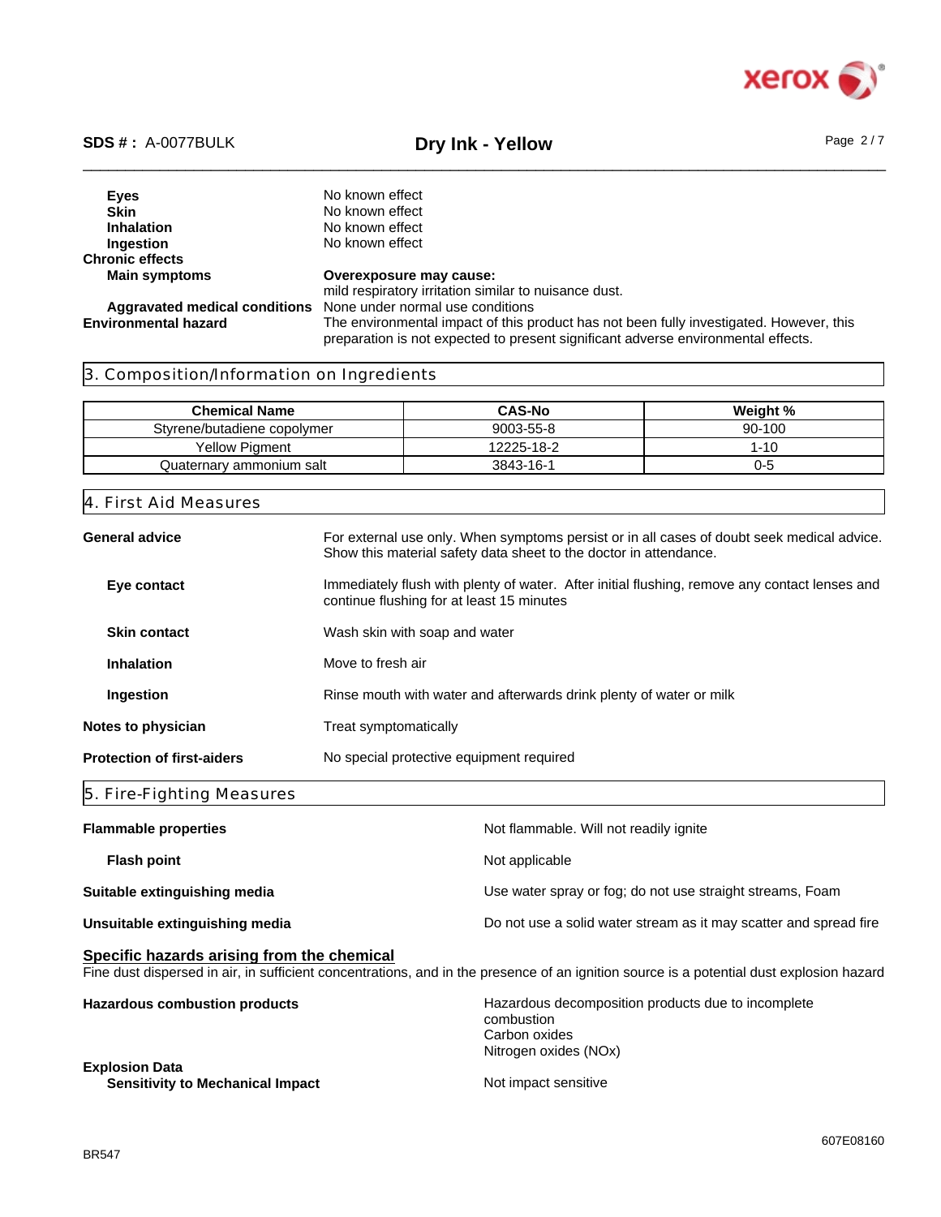| | |
|---|---|
| **Eyes** | No known effect |
| **Skin** | No known effect |
| **Inhalation** | No known effect |
| **Ingestion** | No known effect |

**Chronic effects**

| | |
|---|---|
| **Main symptoms** | **Overexposure may cause:** mild respiratory irritation similar to nuisance dust. |
| **Aggravated medical conditions** | None under normal use conditions |
| **Environmental hazard** | The environmental impact of this product has not been fully investigated. However, this preparation is not expected to present significant adverse environmental effects. |

## 3. Composition/Information on Ingredients

| Chemical Name | CAS-No | Weight % |
|---|---|---|
| Styrene/butadiene copolymer | 9003-55-8 | 90-100 |
| Yellow Pigment | 12225-18-2 | 1-10 |
| Quaternary ammonium salt | 3843-16-1 | 0-5 |

## 4. First Aid Measures

| | |
|---|---|
| **General advice** | For external use only. When symptoms persist or in all cases of doubt seek medical advice. Show this material safety data sheet to the doctor in attendance. |
| **Eye contact** | Immediately flush with plenty of water. After initial flushing, remove any contact lenses and continue flushing for at least 15 minutes |
| **Skin contact** | Wash skin with soap and water |
| **Inhalation** | Move to fresh air |
| **Ingestion** | Rinse mouth with water and afterwards drink plenty of water or milk |
| **Notes to physician** | Treat symptomatically |
| **Protection of first-aiders** | No special protective equipment required |

## 5. Fire-Fighting Measures

| | |
|---|---|
| **Flammable properties** | Not flammable. Will not readily ignite |
| **Flash point** | Not applicable |
| **Suitable extinguishing media** | Use water spray or fog; do not use straight streams, Foam |
| **Unsuitable extinguishing media** | Do not use a solid water stream as it may scatter and spread fire |

**Specific hazards arising from the chemical**

Fine dust dispersed in air, in sufficient concentrations, and in the presence of an ignition source is a potential dust explosion hazard

| | |
|---|---|
| **Hazardous combustion products** | Hazardous decomposition products due to incomplete combustion<br>Carbon oxides<br>Nitrogen oxides (NOx) |

**Explosion Data**

| | |
|---|---|
| **Sensitivity to Mechanical Impact** | Not impact sensitive |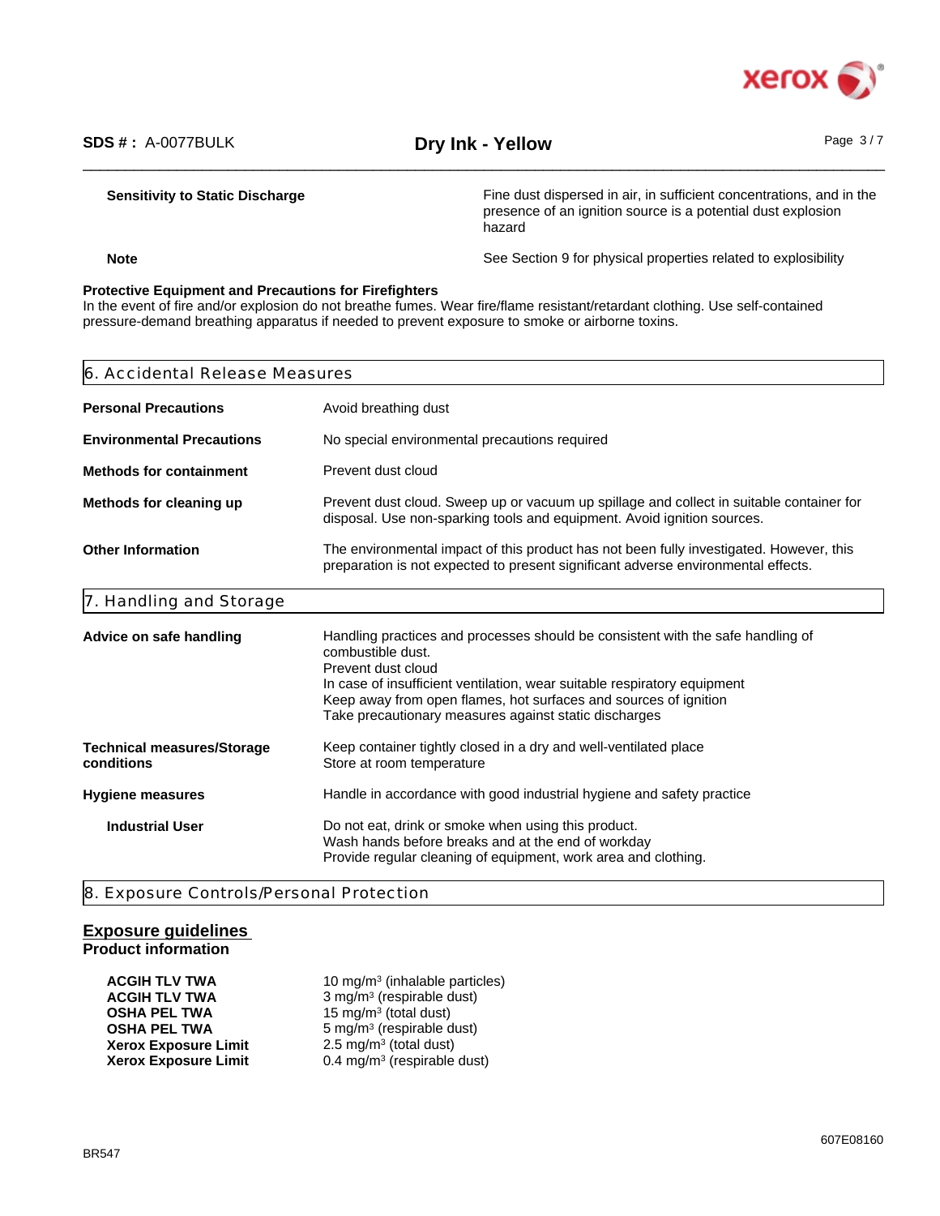**Sensitivity to Static Discharge** — Fine dust dispersed in air, in sufficient concentrations, and in the presence of an ignition source is a potential dust explosion hazard

**Note** — See Section 9 for physical properties related to explosibility

**Protective Equipment and Precautions for Firefighters**
In the event of fire and/or explosion do not breathe fumes. Wear fire/flame resistant/retardant clothing. Use self-contained pressure-demand breathing apparatus if needed to prevent exposure to smoke or airborne toxins.

## 6. Accidental Release Measures

| | |
|---|---|
| **Personal Precautions** | Avoid breathing dust |
| **Environmental Precautions** | No special environmental precautions required |
| **Methods for containment** | Prevent dust cloud |
| **Methods for cleaning up** | Prevent dust cloud. Sweep up or vacuum up spillage and collect in suitable container for disposal. Use non-sparking tools and equipment. Avoid ignition sources. |
| **Other Information** | The environmental impact of this product has not been fully investigated. However, this preparation is not expected to present significant adverse environmental effects. |

## 7. Handling and Storage

| | |
|---|---|
| **Advice on safe handling** | Handling practices and processes should be consistent with the safe handling of combustible dust.<br>Prevent dust cloud<br>In case of insufficient ventilation, wear suitable respiratory equipment<br>Keep away from open flames, hot surfaces and sources of ignition<br>Take precautionary measures against static discharges |
| **Technical measures/Storage conditions** | Keep container tightly closed in a dry and well-ventilated place<br>Store at room temperature |
| **Hygiene measures** | Handle in accordance with good industrial hygiene and safety practice |
| **Industrial User** | Do not eat, drink or smoke when using this product.<br>Wash hands before breaks and at the end of workday<br>Provide regular cleaning of equipment, work area and clothing. |

## 8. Exposure Controls/Personal Protection

### Exposure guidelines

**Product information**

| | |
|---|---|
| **ACGIH TLV TWA** | 10 mg/m$^3$ (inhalable particles) |
| **ACGIH TLV TWA** | 3 mg/m$^3$ (respirable dust) |
| **OSHA PEL TWA** | 15 mg/m$^3$ (total dust) |
| **OSHA PEL TWA** | 5 mg/m$^3$ (respirable dust) |
| **Xerox Exposure Limit** | 2.5 mg/m$^3$ (total dust) |
| **Xerox Exposure Limit** | 0.4 mg/m$^3$ (respirable dust) |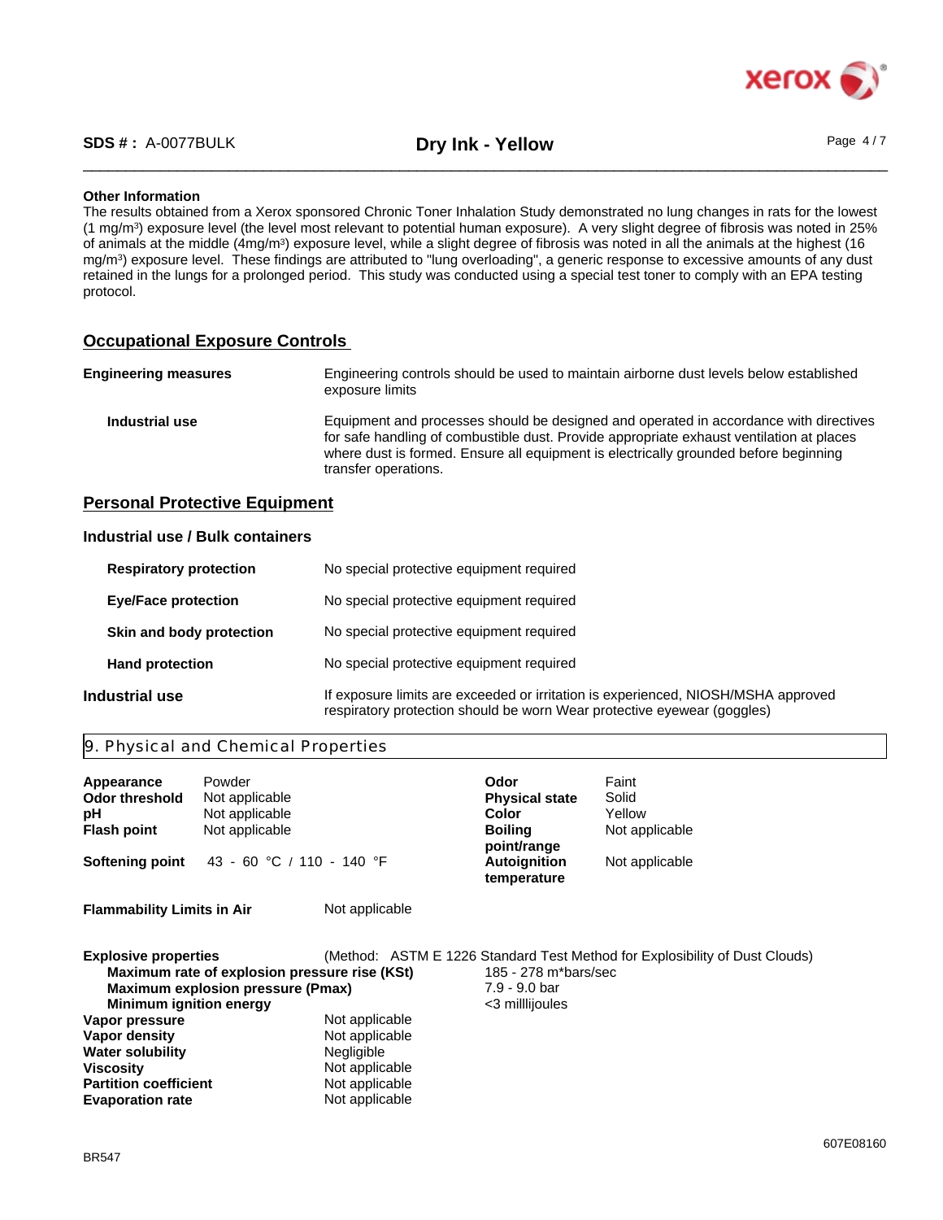**Other Information**

The results obtained from a Xerox sponsored Chronic Toner Inhalation Study demonstrated no lung changes in rats for the lowest (1 mg/m$^3$) exposure level (the level most relevant to potential human exposure). A very slight degree of fibrosis was noted in 25% of animals at the middle (4mg/m$^3$) exposure level, while a slight degree of fibrosis was noted in all the animals at the highest (16 mg/m$^3$) exposure level. These findings are attributed to "lung overloading", a generic response to excessive amounts of any dust retained in the lungs for a prolonged period. This study was conducted using a special test toner to comply with an EPA testing protocol.

## Occupational Exposure Controls

| | |
|---|---|
| **Engineering measures** | Engineering controls should be used to maintain airborne dust levels below established exposure limits |
| **Industrial use** | Equipment and processes should be designed and operated in accordance with directives for safe handling of combustible dust. Provide appropriate exhaust ventilation at places where dust is formed. Ensure all equipment is electrically grounded before beginning transfer operations. |

## Personal Protective Equipment

### Industrial use / Bulk containers

| | |
|---|---|
| **Respiratory protection** | No special protective equipment required |
| **Eye/Face protection** | No special protective equipment required |
| **Skin and body protection** | No special protective equipment required |
| **Hand protection** | No special protective equipment required |

| | |
|---|---|
| **Industrial use** | If exposure limits are exceeded or irritation is experienced, NIOSH/MSHA approved respiratory protection should be worn Wear protective eyewear (goggles) |

## 9. Physical and Chemical Properties

| | | | |
|---|---|---|---|
| **Appearance** | Powder | **Odor** | Faint |
| **Odor threshold** | Not applicable | **Physical state** | Solid |
| **pH** | Not applicable | **Color** | Yellow |
| **Flash point** | Not applicable | **Boiling point/range** | Not applicable |
| **Softening point** | 43 - 60 °C / 110 - 140 °F | **Autoignition temperature** | Not applicable |

| | |
|---|---|
| **Flammability Limits in Air** | Not applicable |

| | |
|---|---|
| **Explosive properties** | (Method: ASTM E 1226 Standard Test Method for Explosibility of Dust Clouds) |
| **Maximum rate of explosion pressure rise (KSt)** | 185 - 278 m*bars/sec |
| **Maximum explosion pressure (Pmax)** | 7.9 - 9.0 bar |
| **Minimum ignition energy** | <3 millljoules |
| **Vapor pressure** | Not applicable |
| **Vapor density** | Not applicable |
| **Water solubility** | Negligible |
| **Viscosity** | Not applicable |
| **Partition coefficient** | Not applicable |
| **Evaporation rate** | Not applicable |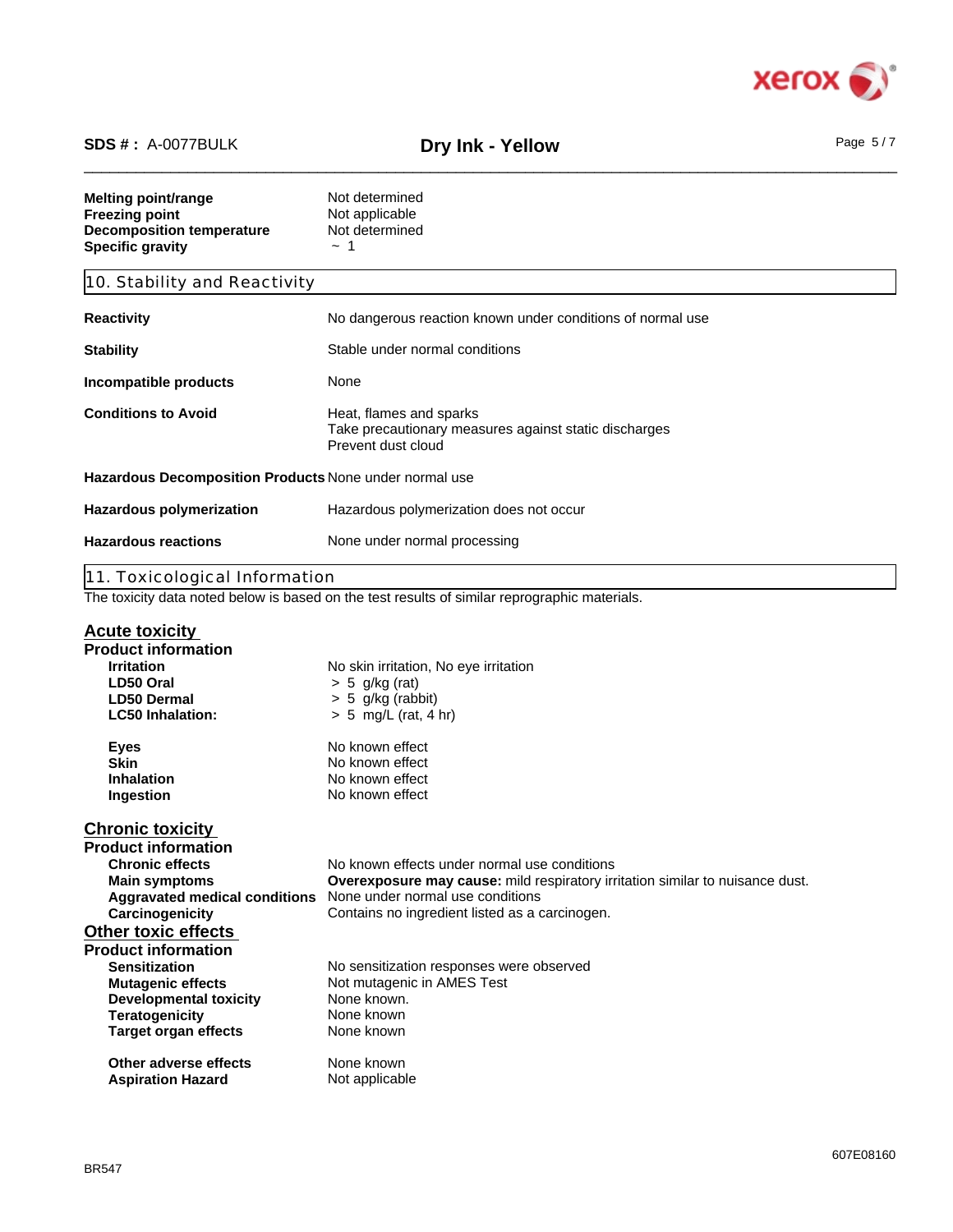| | |
|---|---|
| **Melting point/range** | Not determined |
| **Freezing point** | Not applicable |
| **Decomposition temperature** | Not determined |
| **Specific gravity** | ~ 1 |

## 10. Stability and Reactivity

| | |
|---|---|
| **Reactivity** | No dangerous reaction known under conditions of normal use |
| **Stability** | Stable under normal conditions |
| **Incompatible products** | None |
| **Conditions to Avoid** | Heat, flames and sparks<br>Take precautionary measures against static discharges<br>Prevent dust cloud |
| **Hazardous Decomposition Products** | None under normal use |
| **Hazardous polymerization** | Hazardous polymerization does not occur |
| **Hazardous reactions** | None under normal processing |

## 11. Toxicological Information

The toxicity data noted below is based on the test results of similar reprographic materials.

### Acute toxicity

**Product information**

| | |
|---|---|
| **Irritation** | No skin irritation, No eye irritation |
| **LD50 Oral** | > 5 g/kg (rat) |
| **LD50 Dermal** | > 5 g/kg (rabbit) |
| **LC50 Inhalation:** | > 5 mg/L (rat, 4 hr) |
| **Eyes** | No known effect |
| **Skin** | No known effect |
| **Inhalation** | No known effect |
| **Ingestion** | No known effect |

### Chronic toxicity

**Product information**

| | |
|---|---|
| **Chronic effects** | No known effects under normal use conditions |
| **Main symptoms** | **Overexposure may cause:** mild respiratory irritation similar to nuisance dust. |
| **Aggravated medical conditions** | None under normal use conditions |
| **Carcinogenicity** | Contains no ingredient listed as a carcinogen. |

### Other toxic effects

**Product information**

| | |
|---|---|
| **Sensitization** | No sensitization responses were observed |
| **Mutagenic effects** | Not mutagenic in AMES Test |
| **Developmental toxicity** | None known. |
| **Teratogenicity** | None known |
| **Target organ effects** | None known |
| **Other adverse effects** | None known |
| **Aspiration Hazard** | Not applicable |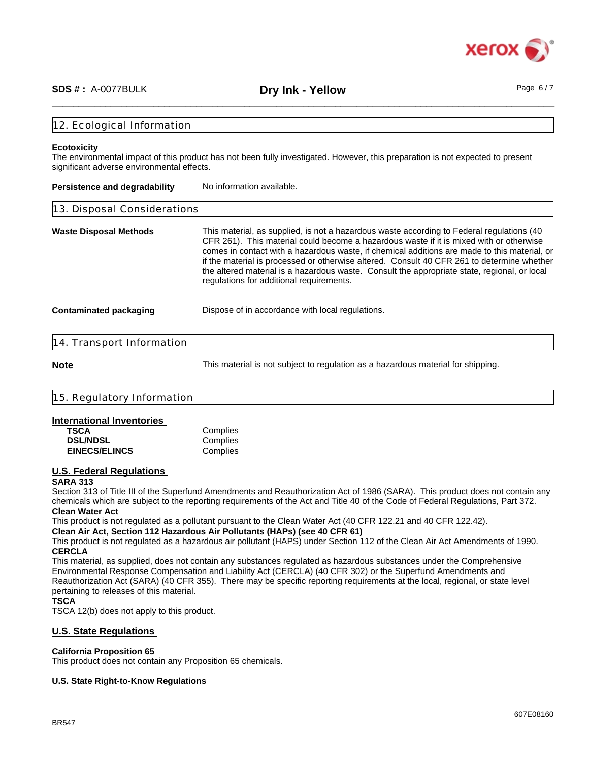## 12. Ecological Information

**Ecotoxicity**
The environmental impact of this product has not been fully investigated. However, this preparation is not expected to present significant adverse environmental effects.

**Persistence and degradability** No information available.

## 13. Disposal Considerations

**Waste Disposal Methods** This material, as supplied, is not a hazardous waste according to Federal regulations (40 CFR 261). This material could become a hazardous waste if it is mixed with or otherwise comes in contact with a hazardous waste, if chemical additions are made to this material, or if the material is processed or otherwise altered. Consult 40 CFR 261 to determine whether the altered material is a hazardous waste. Consult the appropriate state, regional, or local regulations for additional requirements.

**Contaminated packaging** Dispose of in accordance with local regulations.

## 14. Transport Information

**Note** This material is not subject to regulation as a hazardous material for shipping.

## 15. Regulatory Information

**International Inventories**

| | |
|---|---|
| **TSCA** | Complies |
| **DSL/NDSL** | Complies |
| **EINECS/ELINCS** | Complies |

**U.S. Federal Regulations**

**SARA 313**
Section 313 of Title III of the Superfund Amendments and Reauthorization Act of 1986 (SARA). This product does not contain any chemicals which are subject to the reporting requirements of the Act and Title 40 of the Code of Federal Regulations, Part 372.

**Clean Water Act**
This product is not regulated as a pollutant pursuant to the Clean Water Act (40 CFR 122.21 and 40 CFR 122.42).

**Clean Air Act, Section 112 Hazardous Air Pollutants (HAPs) (see 40 CFR 61)**
This product is not regulated as a hazardous air pollutant (HAPS) under Section 112 of the Clean Air Act Amendments of 1990.

**CERCLA**
This material, as supplied, does not contain any substances regulated as hazardous substances under the Comprehensive Environmental Response Compensation and Liability Act (CERCLA) (40 CFR 302) or the Superfund Amendments and Reauthorization Act (SARA) (40 CFR 355). There may be specific reporting requirements at the local, regional, or state level pertaining to releases of this material.

**TSCA**
TSCA 12(b) does not apply to this product.

**U.S. State Regulations**

**California Proposition 65**
This product does not contain any Proposition 65 chemicals.

**U.S. State Right-to-Know Regulations**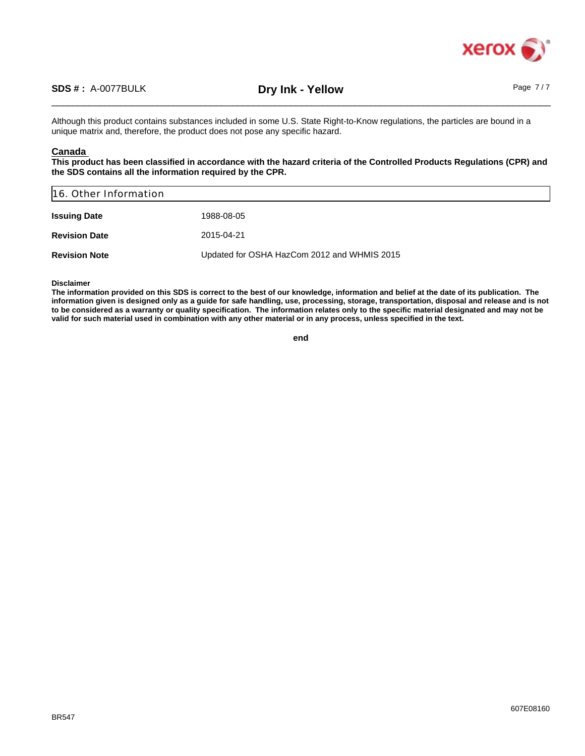Although this product contains substances included in some U.S. State Right-to-Know regulations, the particles are bound in a unique matrix and, therefore, the product does not pose any specific hazard.

**Canada**

**This product has been classified in accordance with the hazard criteria of the Controlled Products Regulations (CPR) and the SDS contains all the information required by the CPR.**

## 16. Other Information

| | |
|---|---|
| **Issuing Date** | 1988-08-05 |
| **Revision Date** | 2015-04-21 |
| **Revision Note** | Updated for OSHA HazCom 2012 and WHMIS 2015 |

**Disclaimer**

**The information provided on this SDS is correct to the best of our knowledge, information and belief at the date of its publication. The information given is designed only as a guide for safe handling, use, processing, storage, transportation, disposal and release and is not to be considered as a warranty or quality specification. The information relates only to the specific material designated and may not be valid for such material used in combination with any other material or in any process, unless specified in the text.**

**end**